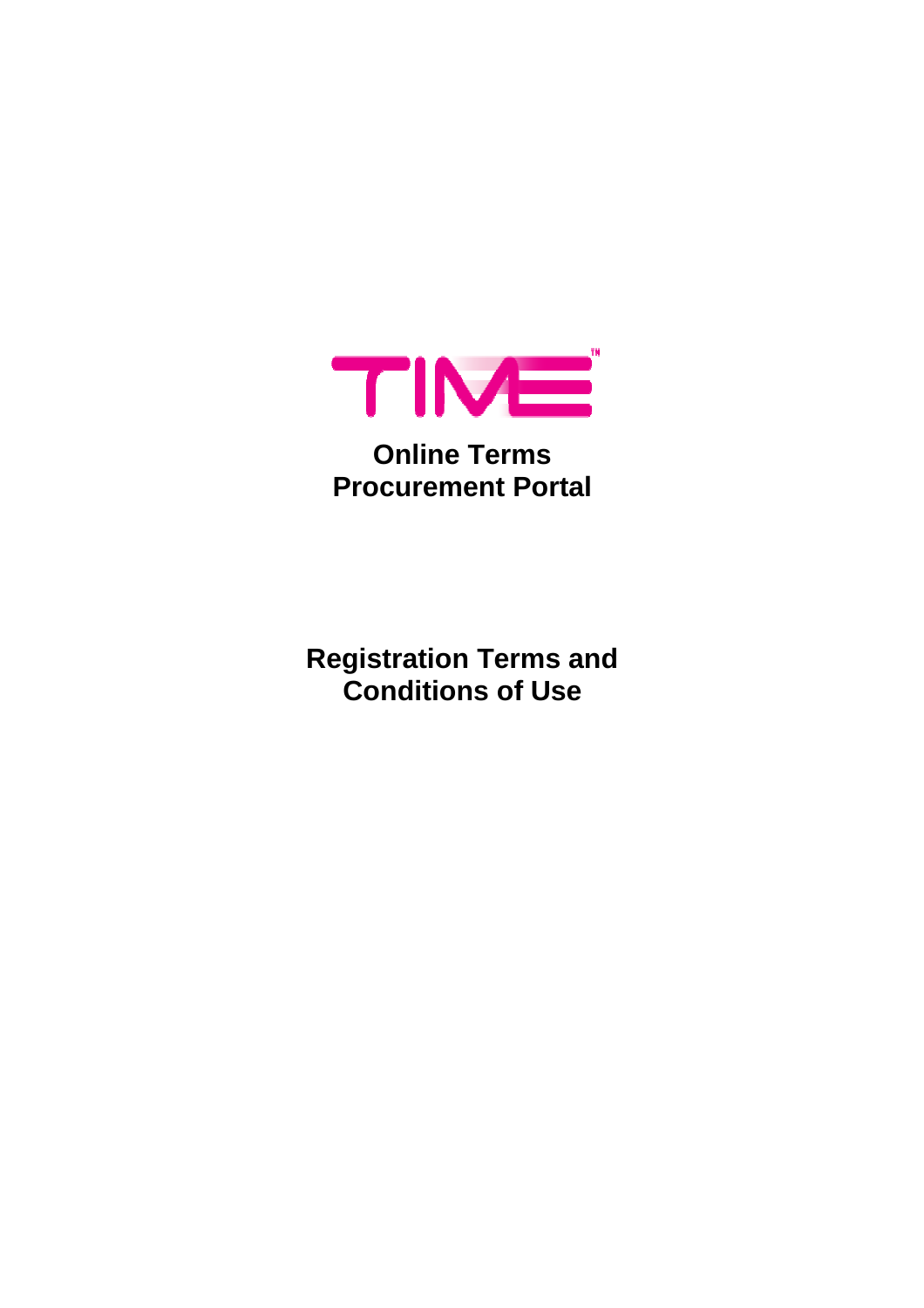# Online Terms
# Procurement Portal

# Registration Terms and Conditions of Use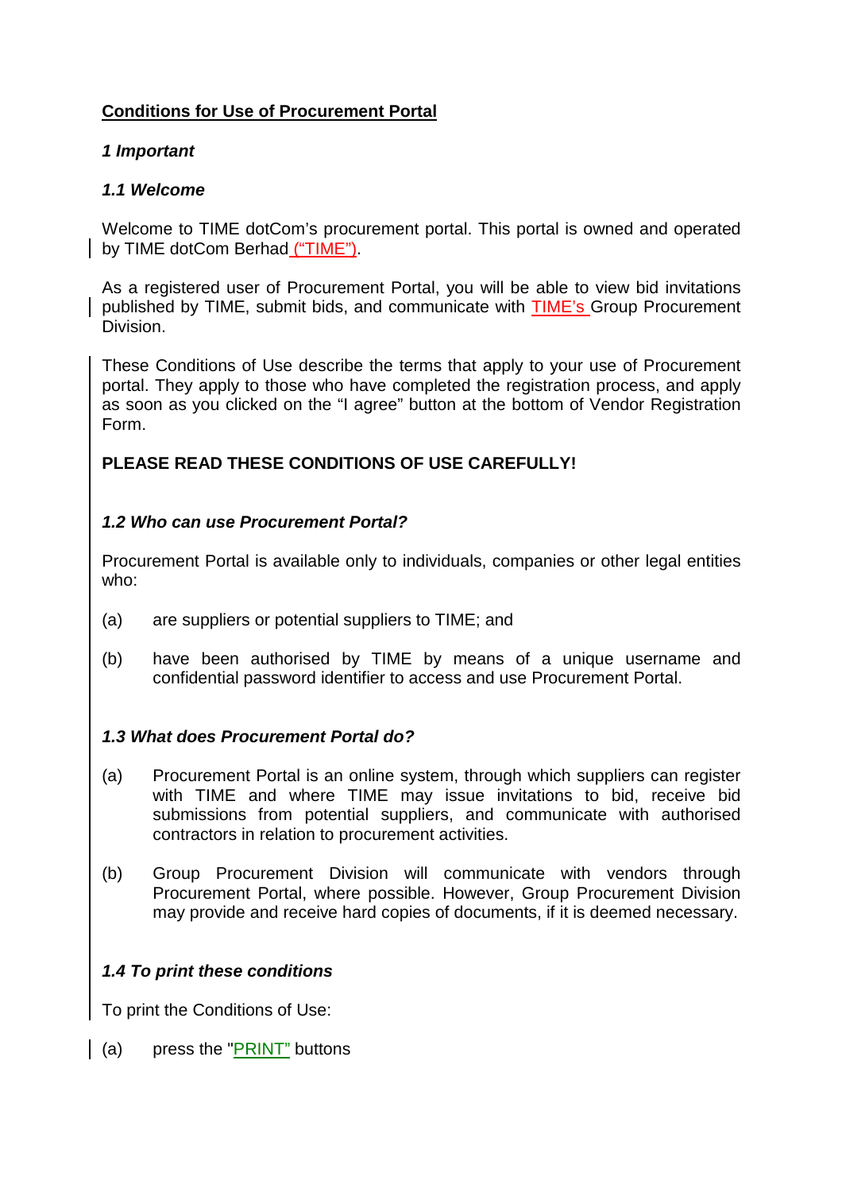## Conditions for Use of Procurement Portal

### *1 Important*

### *1.1 Welcome*

Welcome to TIME dotCom's procurement portal. This portal is owned and operated by TIME dotCom Berhad ("TIME").

As a registered user of Procurement Portal, you will be able to view bid invitations published by TIME, submit bids, and communicate with TIME's Group Procurement Division.

These Conditions of Use describe the terms that apply to your use of Procurement portal. They apply to those who have completed the registration process, and apply as soon as you clicked on the "I agree" button at the bottom of Vendor Registration Form.

**PLEASE READ THESE CONDITIONS OF USE CAREFULLY!**

### *1.2 Who can use Procurement Portal?*

Procurement Portal is available only to individuals, companies or other legal entities who:

(a) are suppliers or potential suppliers to TIME; and

(b) have been authorised by TIME by means of a unique username and confidential password identifier to access and use Procurement Portal.

### *1.3 What does Procurement Portal do?*

(a) Procurement Portal is an online system, through which suppliers can register with TIME and where TIME may issue invitations to bid, receive bid submissions from potential suppliers, and communicate with authorised contractors in relation to procurement activities.

(b) Group Procurement Division will communicate with vendors through Procurement Portal, where possible. However, Group Procurement Division may provide and receive hard copies of documents, if it is deemed necessary.

### *1.4 To print these conditions*

To print the Conditions of Use:

(a) press the "PRINT" buttons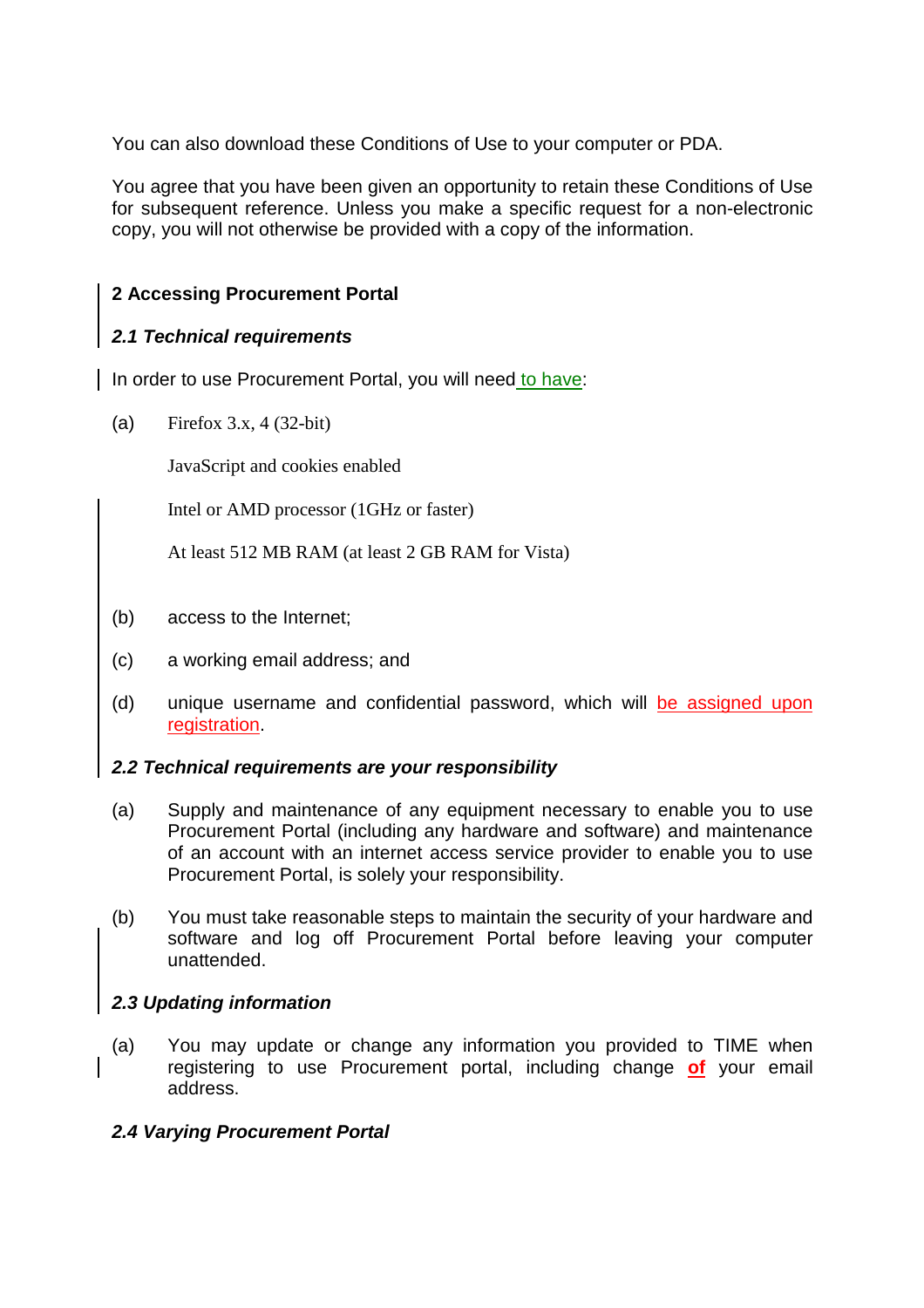You can also download these Conditions of Use to your computer or PDA.

You agree that you have been given an opportunity to retain these Conditions of Use for subsequent reference. Unless you make a specific request for a non-electronic copy, you will not otherwise be provided with a copy of the information.

## 2 Accessing Procurement Portal

### *2.1 Technical requirements*

In order to use Procurement Portal, you will need to have:

(a) Firefox 3.x, 4 (32-bit)

JavaScript and cookies enabled

Intel or AMD processor (1GHz or faster)

At least 512 MB RAM (at least 2 GB RAM for Vista)

(b) access to the Internet;

(c) a working email address; and

(d) unique username and confidential password, which will be assigned upon registration.

### *2.2 Technical requirements are your responsibility*

(a) Supply and maintenance of any equipment necessary to enable you to use Procurement Portal (including any hardware and software) and maintenance of an account with an internet access service provider to enable you to use Procurement Portal, is solely your responsibility.

(b) You must take reasonable steps to maintain the security of your hardware and software and log off Procurement Portal before leaving your computer unattended.

### *2.3 Updating information*

(a) You may update or change any information you provided to TIME when registering to use Procurement portal, including change **of** your email address.

### *2.4 Varying Procurement Portal*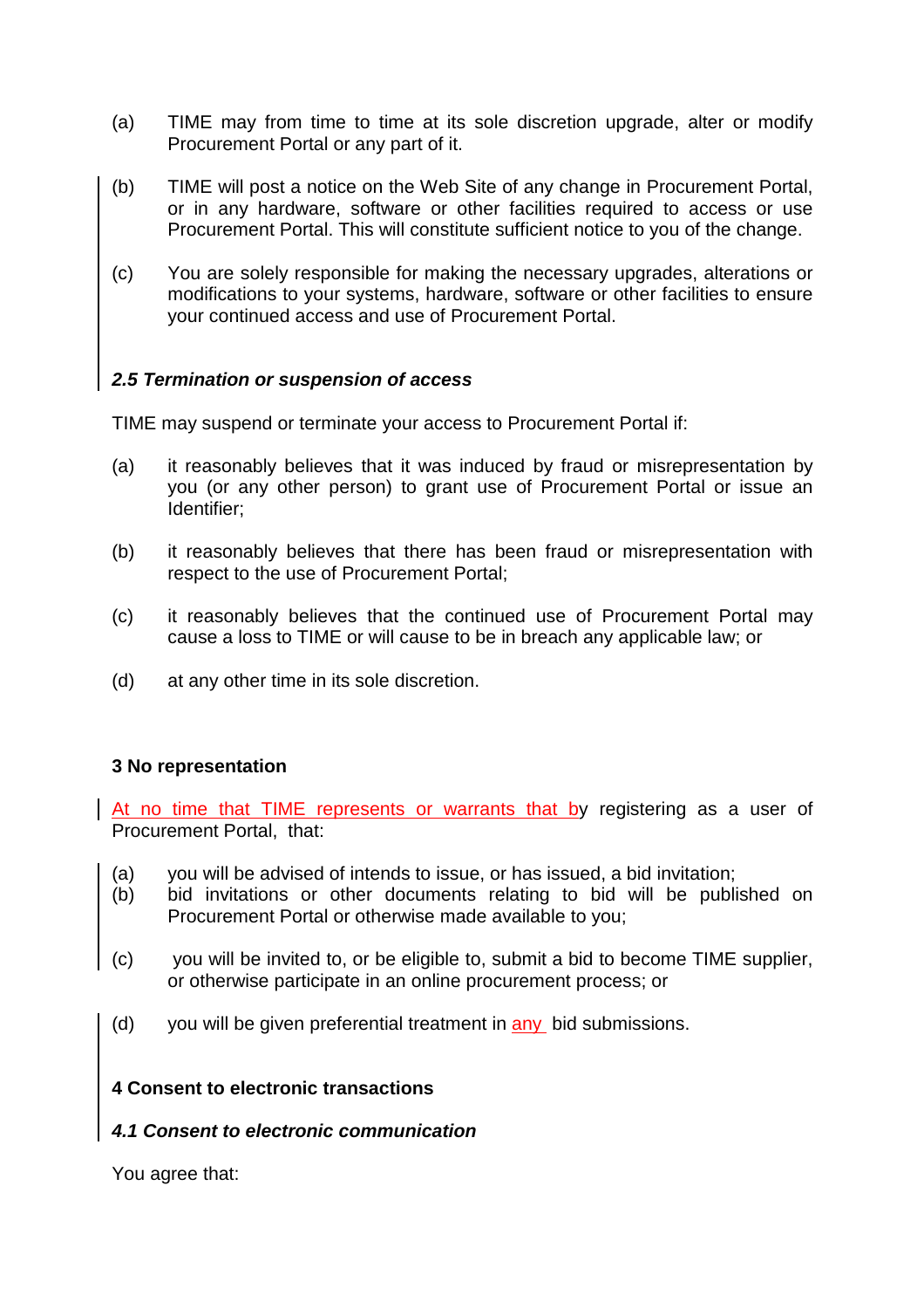(a) TIME may from time to time at its sole discretion upgrade, alter or modify Procurement Portal or any part of it.

(b) TIME will post a notice on the Web Site of any change in Procurement Portal, or in any hardware, software or other facilities required to access or use Procurement Portal. This will constitute sufficient notice to you of the change.

(c) You are solely responsible for making the necessary upgrades, alterations or modifications to your systems, hardware, software or other facilities to ensure your continued access and use of Procurement Portal.

### *2.5 Termination or suspension of access*

TIME may suspend or terminate your access to Procurement Portal if:

(a) it reasonably believes that it was induced by fraud or misrepresentation by you (or any other person) to grant use of Procurement Portal or issue an Identifier;

(b) it reasonably believes that there has been fraud or misrepresentation with respect to the use of Procurement Portal;

(c) it reasonably believes that the continued use of Procurement Portal may cause a loss to TIME or will cause to be in breach any applicable law; or

(d) at any other time in its sole discretion.

## 3 No representation

At no time that TIME represents or warrants that by registering as a user of Procurement Portal, that:

(a) you will be advised of intends to issue, or has issued, a bid invitation;

(b) bid invitations or other documents relating to bid will be published on Procurement Portal or otherwise made available to you;

(c) you will be invited to, or be eligible to, submit a bid to become TIME supplier, or otherwise participate in an online procurement process; or

(d) you will be given preferential treatment in any bid submissions.

## 4 Consent to electronic transactions

### *4.1 Consent to electronic communication*

You agree that: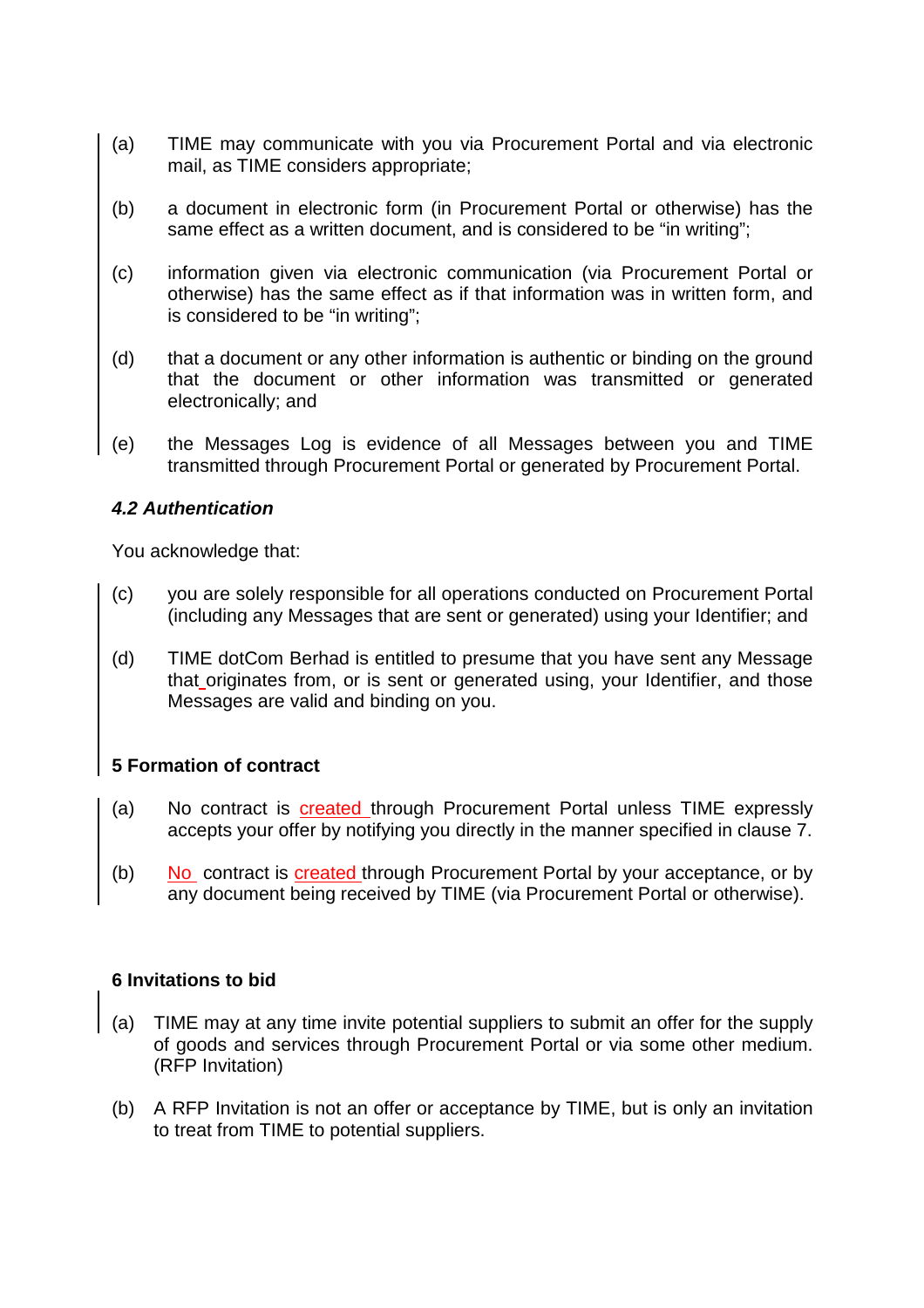(a) TIME may communicate with you via Procurement Portal and via electronic mail, as TIME considers appropriate;

(b) a document in electronic form (in Procurement Portal or otherwise) has the same effect as a written document, and is considered to be "in writing";

(c) information given via electronic communication (via Procurement Portal or otherwise) has the same effect as if that information was in written form, and is considered to be "in writing";

(d) that a document or any other information is authentic or binding on the ground that the document or other information was transmitted or generated electronically; and

(e) the Messages Log is evidence of all Messages between you and TIME transmitted through Procurement Portal or generated by Procurement Portal.

#### *4.2 Authentication*

You acknowledge that:

(c) you are solely responsible for all operations conducted on Procurement Portal (including any Messages that are sent or generated) using your Identifier; and

(d) TIME dotCom Berhad is entitled to presume that you have sent any Message that originates from, or is sent or generated using, your Identifier, and those Messages are valid and binding on you.

### 5 Formation of contract

(a) No contract is created through Procurement Portal unless TIME expressly accepts your offer by notifying you directly in the manner specified in clause 7.

(b) No contract is created through Procurement Portal by your acceptance, or by any document being received by TIME (via Procurement Portal or otherwise).

### 6 Invitations to bid

(a) TIME may at any time invite potential suppliers to submit an offer for the supply of goods and services through Procurement Portal or via some other medium. (RFP Invitation)

(b) A RFP Invitation is not an offer or acceptance by TIME, but is only an invitation to treat from TIME to potential suppliers.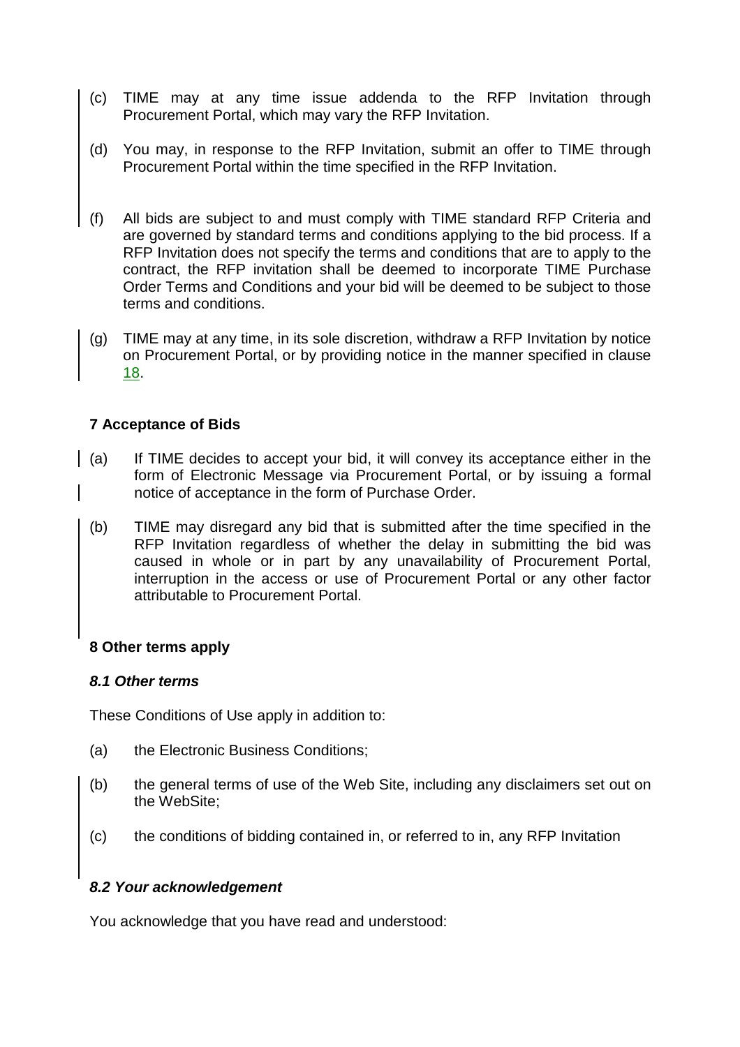(c) TIME may at any time issue addenda to the RFP Invitation through Procurement Portal, which may vary the RFP Invitation.

(d) You may, in response to the RFP Invitation, submit an offer to TIME through Procurement Portal within the time specified in the RFP Invitation.

(f) All bids are subject to and must comply with TIME standard RFP Criteria and are governed by standard terms and conditions applying to the bid process. If a RFP Invitation does not specify the terms and conditions that are to apply to the contract, the RFP invitation shall be deemed to incorporate TIME Purchase Order Terms and Conditions and your bid will be deemed to be subject to those terms and conditions.

(g) TIME may at any time, in its sole discretion, withdraw a RFP Invitation by notice on Procurement Portal, or by providing notice in the manner specified in clause 18.

## 7 Acceptance of Bids

(a) If TIME decides to accept your bid, it will convey its acceptance either in the form of Electronic Message via Procurement Portal, or by issuing a formal notice of acceptance in the form of Purchase Order.

(b) TIME may disregard any bid that is submitted after the time specified in the RFP Invitation regardless of whether the delay in submitting the bid was caused in whole or in part by any unavailability of Procurement Portal, interruption in the access or use of Procurement Portal or any other factor attributable to Procurement Portal.

## 8 Other terms apply

### *8.1 Other terms*

These Conditions of Use apply in addition to:

(a) the Electronic Business Conditions;

(b) the general terms of use of the Web Site, including any disclaimers set out on the WebSite;

(c) the conditions of bidding contained in, or referred to in, any RFP Invitation

### *8.2 Your acknowledgement*

You acknowledge that you have read and understood: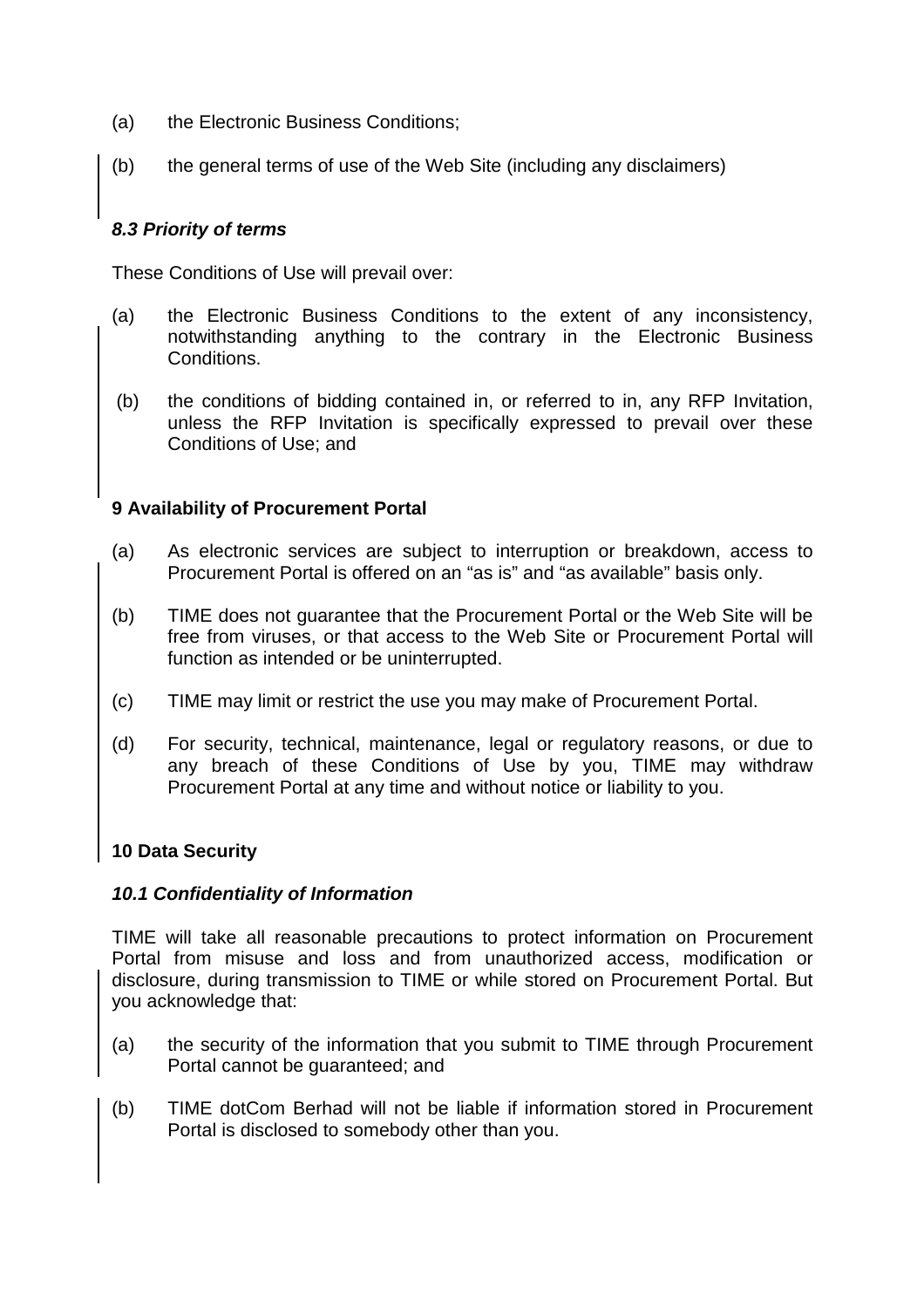(a) the Electronic Business Conditions;

(b) the general terms of use of the Web Site (including any disclaimers)

### *8.3 Priority of terms*

These Conditions of Use will prevail over:

(a) the Electronic Business Conditions to the extent of any inconsistency, notwithstanding anything to the contrary in the Electronic Business Conditions.

(b) the conditions of bidding contained in, or referred to in, any RFP Invitation, unless the RFP Invitation is specifically expressed to prevail over these Conditions of Use; and

## 9 Availability of Procurement Portal

(a) As electronic services are subject to interruption or breakdown, access to Procurement Portal is offered on an "as is" and "as available" basis only.

(b) TIME does not guarantee that the Procurement Portal or the Web Site will be free from viruses, or that access to the Web Site or Procurement Portal will function as intended or be uninterrupted.

(c) TIME may limit or restrict the use you may make of Procurement Portal.

(d) For security, technical, maintenance, legal or regulatory reasons, or due to any breach of these Conditions of Use by you, TIME may withdraw Procurement Portal at any time and without notice or liability to you.

## 10 Data Security

### *10.1 Confidentiality of Information*

TIME will take all reasonable precautions to protect information on Procurement Portal from misuse and loss and from unauthorized access, modification or disclosure, during transmission to TIME or while stored on Procurement Portal. But you acknowledge that:

(a) the security of the information that you submit to TIME through Procurement Portal cannot be guaranteed; and

(b) TIME dotCom Berhad will not be liable if information stored in Procurement Portal is disclosed to somebody other than you.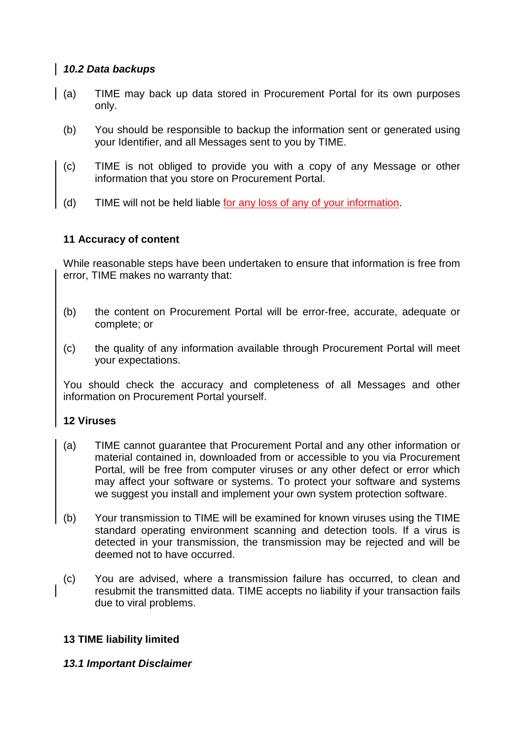### *10.2 Data backups*

(a) TIME may back up data stored in Procurement Portal for its own purposes only.

(b) You should be responsible to backup the information sent or generated using your Identifier, and all Messages sent to you by TIME.

(c) TIME is not obliged to provide you with a copy of any Message or other information that you store on Procurement Portal.

(d) TIME will not be held liable for any loss of any of your information.

## 11 Accuracy of content

While reasonable steps have been undertaken to ensure that information is free from error, TIME makes no warranty that:

(b) the content on Procurement Portal will be error-free, accurate, adequate or complete; or

(c) the quality of any information available through Procurement Portal will meet your expectations.

You should check the accuracy and completeness of all Messages and other information on Procurement Portal yourself.

## 12 Viruses

(a) TIME cannot guarantee that Procurement Portal and any other information or material contained in, downloaded from or accessible to you via Procurement Portal, will be free from computer viruses or any other defect or error which may affect your software or systems. To protect your software and systems we suggest you install and implement your own system protection software.

(b) Your transmission to TIME will be examined for known viruses using the TIME standard operating environment scanning and detection tools. If a virus is detected in your transmission, the transmission may be rejected and will be deemed not to have occurred.

(c) You are advised, where a transmission failure has occurred, to clean and resubmit the transmitted data. TIME accepts no liability if your transaction fails due to viral problems.

## 13 TIME liability limited

### *13.1 Important Disclaimer*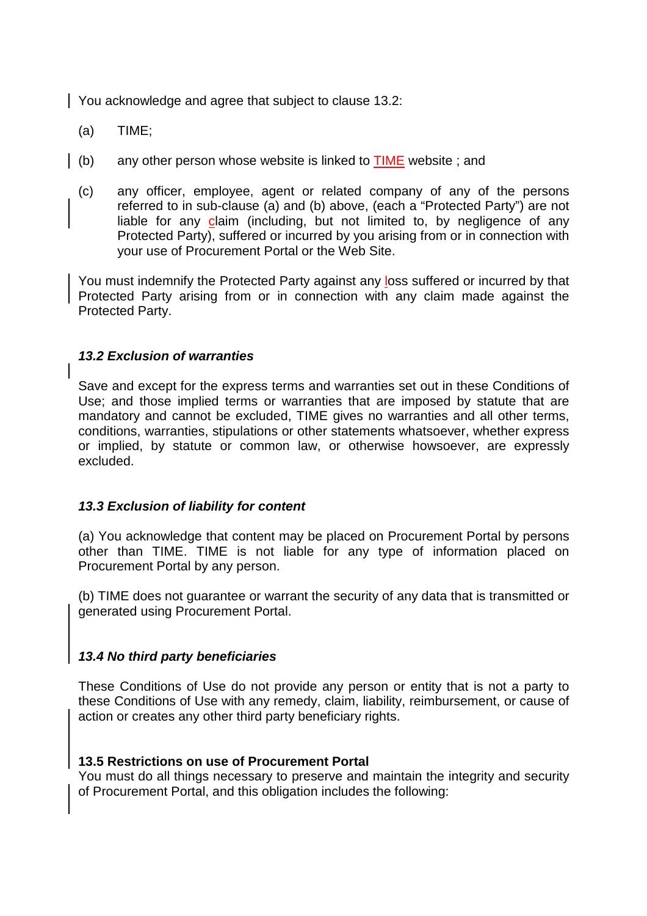You acknowledge and agree that subject to clause 13.2:

(a) TIME;

(b) any other person whose website is linked to TIME website ; and

(c) any officer, employee, agent or related company of any of the persons referred to in sub-clause (a) and (b) above, (each a "Protected Party") are not liable for any claim (including, but not limited to, by negligence of any Protected Party), suffered or incurred by you arising from or in connection with your use of Procurement Portal or the Web Site.

You must indemnify the Protected Party against any loss suffered or incurred by that Protected Party arising from or in connection with any claim made against the Protected Party.

***13.2 Exclusion of warranties***

Save and except for the express terms and warranties set out in these Conditions of Use; and those implied terms or warranties that are imposed by statute that are mandatory and cannot be excluded, TIME gives no warranties and all other terms, conditions, warranties, stipulations or other statements whatsoever, whether express or implied, by statute or common law, or otherwise howsoever, are expressly excluded.

***13.3 Exclusion of liability for content***

(a) You acknowledge that content may be placed on Procurement Portal by persons other than TIME. TIME is not liable for any type of information placed on Procurement Portal by any person.

(b) TIME does not guarantee or warrant the security of any data that is transmitted or generated using Procurement Portal.

***13.4 No third party beneficiaries***

These Conditions of Use do not provide any person or entity that is not a party to these Conditions of Use with any remedy, claim, liability, reimbursement, or cause of action or creates any other third party beneficiary rights.

**13.5 Restrictions on use of Procurement Portal**

You must do all things necessary to preserve and maintain the integrity and security of Procurement Portal, and this obligation includes the following: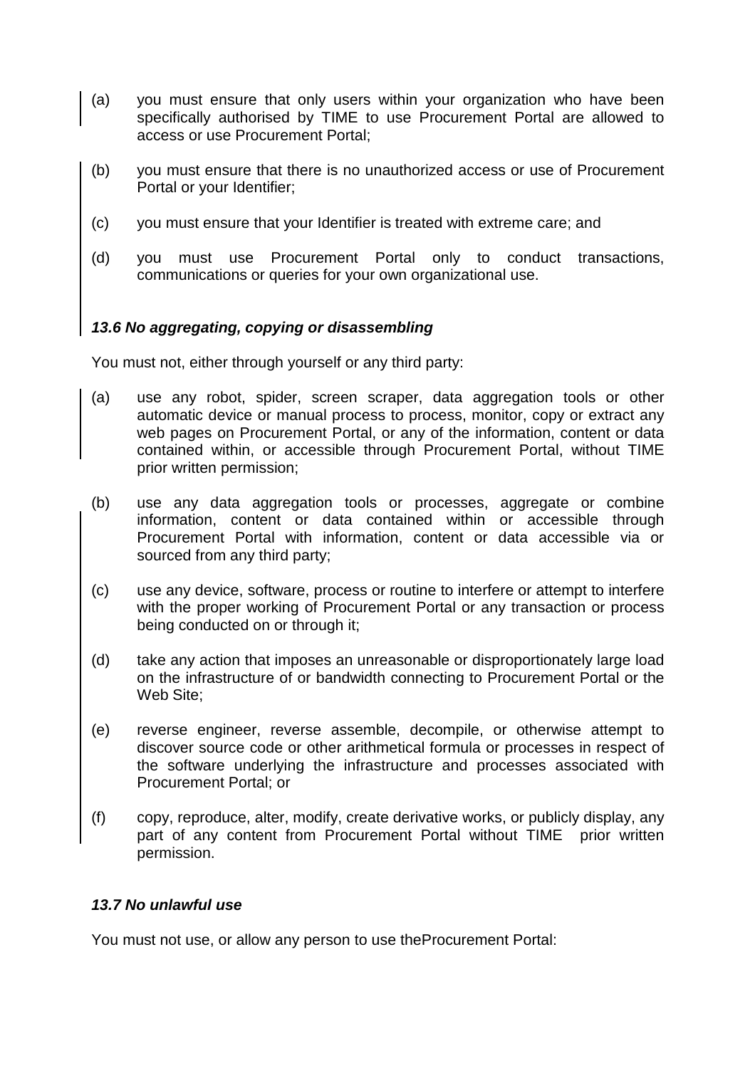(a) you must ensure that only users within your organization who have been specifically authorised by TIME to use Procurement Portal are allowed to access or use Procurement Portal;

(b) you must ensure that there is no unauthorized access or use of Procurement Portal or your Identifier;

(c) you must ensure that your Identifier is treated with extreme care; and

(d) you must use Procurement Portal only to conduct transactions, communications or queries for your own organizational use.

### *13.6 No aggregating, copying or disassembling*

You must not, either through yourself or any third party:

(a) use any robot, spider, screen scraper, data aggregation tools or other automatic device or manual process to process, monitor, copy or extract any web pages on Procurement Portal, or any of the information, content or data contained within, or accessible through Procurement Portal, without TIME prior written permission;

(b) use any data aggregation tools or processes, aggregate or combine information, content or data contained within or accessible through Procurement Portal with information, content or data accessible via or sourced from any third party;

(c) use any device, software, process or routine to interfere or attempt to interfere with the proper working of Procurement Portal or any transaction or process being conducted on or through it;

(d) take any action that imposes an unreasonable or disproportionately large load on the infrastructure of or bandwidth connecting to Procurement Portal or the Web Site;

(e) reverse engineer, reverse assemble, decompile, or otherwise attempt to discover source code or other arithmetical formula or processes in respect of the software underlying the infrastructure and processes associated with Procurement Portal; or

(f) copy, reproduce, alter, modify, create derivative works, or publicly display, any part of any content from Procurement Portal without TIME prior written permission.

### *13.7 No unlawful use*

You must not use, or allow any person to use theProcurement Portal: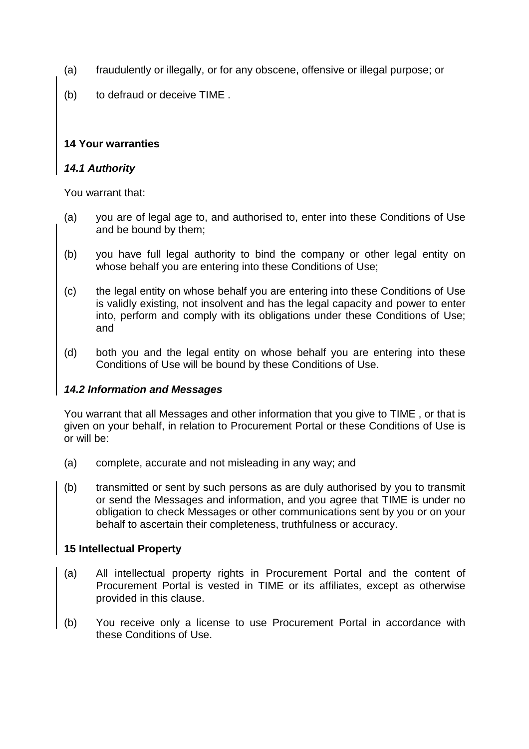(a) fraudulently or illegally, or for any obscene, offensive or illegal purpose; or

(b) to defraud or deceive TIME .

## 14 Your warranties

### *14.1 Authority*

You warrant that:

(a) you are of legal age to, and authorised to, enter into these Conditions of Use and be bound by them;

(b) you have full legal authority to bind the company or other legal entity on whose behalf you are entering into these Conditions of Use;

(c) the legal entity on whose behalf you are entering into these Conditions of Use is validly existing, not insolvent and has the legal capacity and power to enter into, perform and comply with its obligations under these Conditions of Use; and

(d) both you and the legal entity on whose behalf you are entering into these Conditions of Use will be bound by these Conditions of Use.

### *14.2 Information and Messages*

You warrant that all Messages and other information that you give to TIME , or that is given on your behalf, in relation to Procurement Portal or these Conditions of Use is or will be:

(a) complete, accurate and not misleading in any way; and

(b) transmitted or sent by such persons as are duly authorised by you to transmit or send the Messages and information, and you agree that TIME is under no obligation to check Messages or other communications sent by you or on your behalf to ascertain their completeness, truthfulness or accuracy.

## 15 Intellectual Property

(a) All intellectual property rights in Procurement Portal and the content of Procurement Portal is vested in TIME or its affiliates, except as otherwise provided in this clause.

(b) You receive only a license to use Procurement Portal in accordance with these Conditions of Use.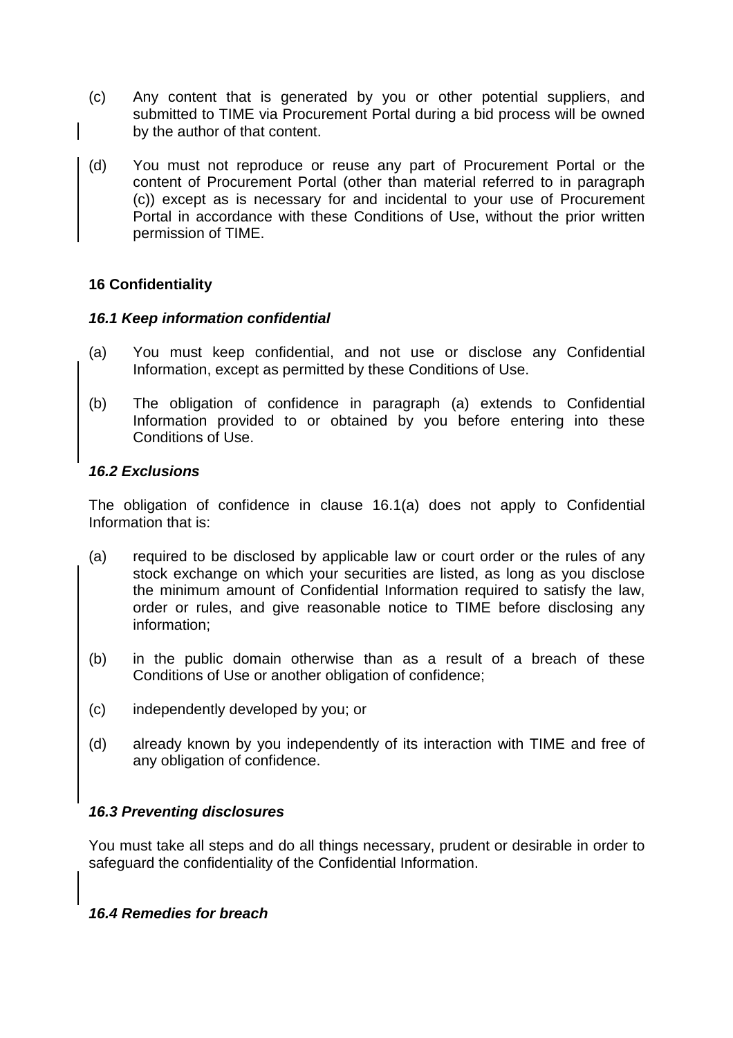(c) Any content that is generated by you or other potential suppliers, and submitted to TIME via Procurement Portal during a bid process will be owned by the author of that content.

(d) You must not reproduce or reuse any part of Procurement Portal or the content of Procurement Portal (other than material referred to in paragraph (c)) except as is necessary for and incidental to your use of Procurement Portal in accordance with these Conditions of Use, without the prior written permission of TIME.

## 16 Confidentiality

### *16.1 Keep information confidential*

(a) You must keep confidential, and not use or disclose any Confidential Information, except as permitted by these Conditions of Use.

(b) The obligation of confidence in paragraph (a) extends to Confidential Information provided to or obtained by you before entering into these Conditions of Use.

### *16.2 Exclusions*

The obligation of confidence in clause 16.1(a) does not apply to Confidential Information that is:

(a) required to be disclosed by applicable law or court order or the rules of any stock exchange on which your securities are listed, as long as you disclose the minimum amount of Confidential Information required to satisfy the law, order or rules, and give reasonable notice to TIME before disclosing any information;

(b) in the public domain otherwise than as a result of a breach of these Conditions of Use or another obligation of confidence;

(c) independently developed by you; or

(d) already known by you independently of its interaction with TIME and free of any obligation of confidence.

### *16.3 Preventing disclosures*

You must take all steps and do all things necessary, prudent or desirable in order to safeguard the confidentiality of the Confidential Information.

### *16.4 Remedies for breach*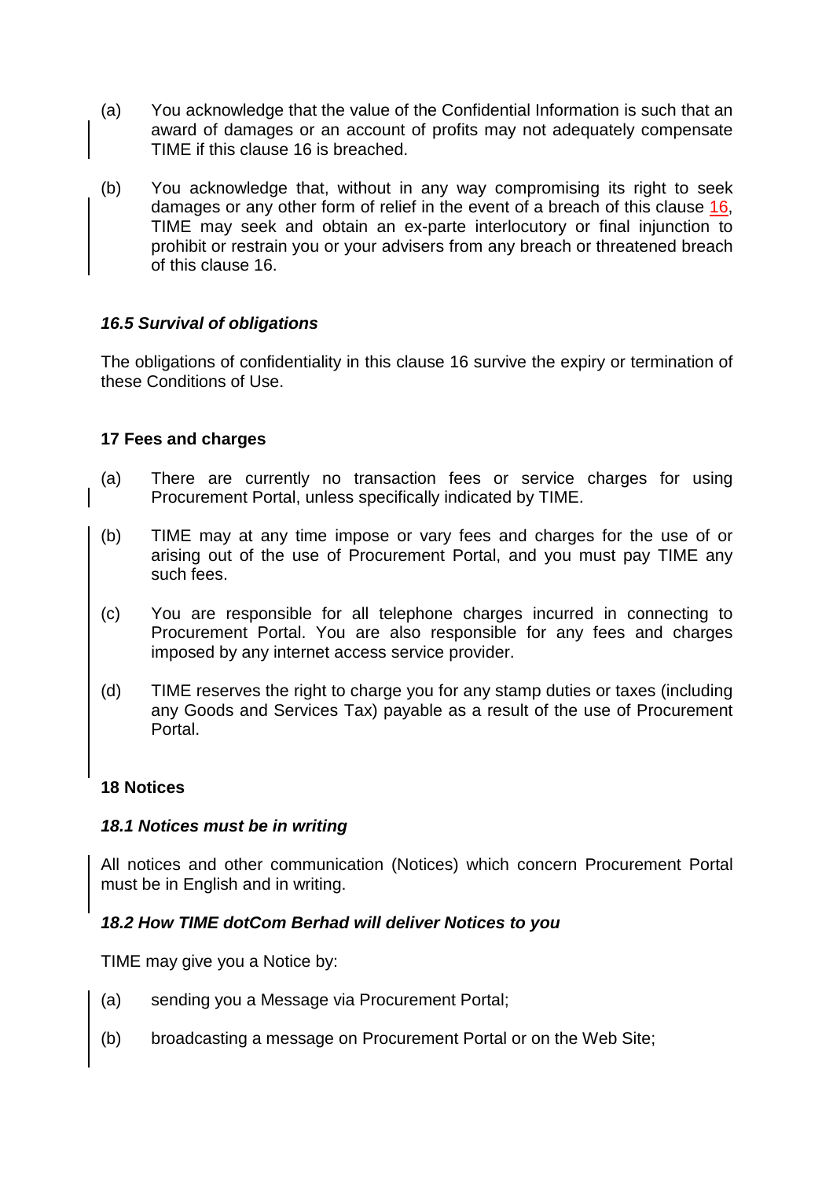(a) You acknowledge that the value of the Confidential Information is such that an award of damages or an account of profits may not adequately compensate TIME if this clause 16 is breached.

(b) You acknowledge that, without in any way compromising its right to seek damages or any other form of relief in the event of a breach of this clause 16, TIME may seek and obtain an ex-parte interlocutory or final injunction to prohibit or restrain you or your advisers from any breach or threatened breach of this clause 16.

### *16.5 Survival of obligations*

The obligations of confidentiality in this clause 16 survive the expiry or termination of these Conditions of Use.

## 17 Fees and charges

(a) There are currently no transaction fees or service charges for using Procurement Portal, unless specifically indicated by TIME.

(b) TIME may at any time impose or vary fees and charges for the use of or arising out of the use of Procurement Portal, and you must pay TIME any such fees.

(c) You are responsible for all telephone charges incurred in connecting to Procurement Portal. You are also responsible for any fees and charges imposed by any internet access service provider.

(d) TIME reserves the right to charge you for any stamp duties or taxes (including any Goods and Services Tax) payable as a result of the use of Procurement Portal.

## 18 Notices

### *18.1 Notices must be in writing*

All notices and other communication (Notices) which concern Procurement Portal must be in English and in writing.

### *18.2 How TIME dotCom Berhad will deliver Notices to you*

TIME may give you a Notice by:

(a) sending you a Message via Procurement Portal;

(b) broadcasting a message on Procurement Portal or on the Web Site;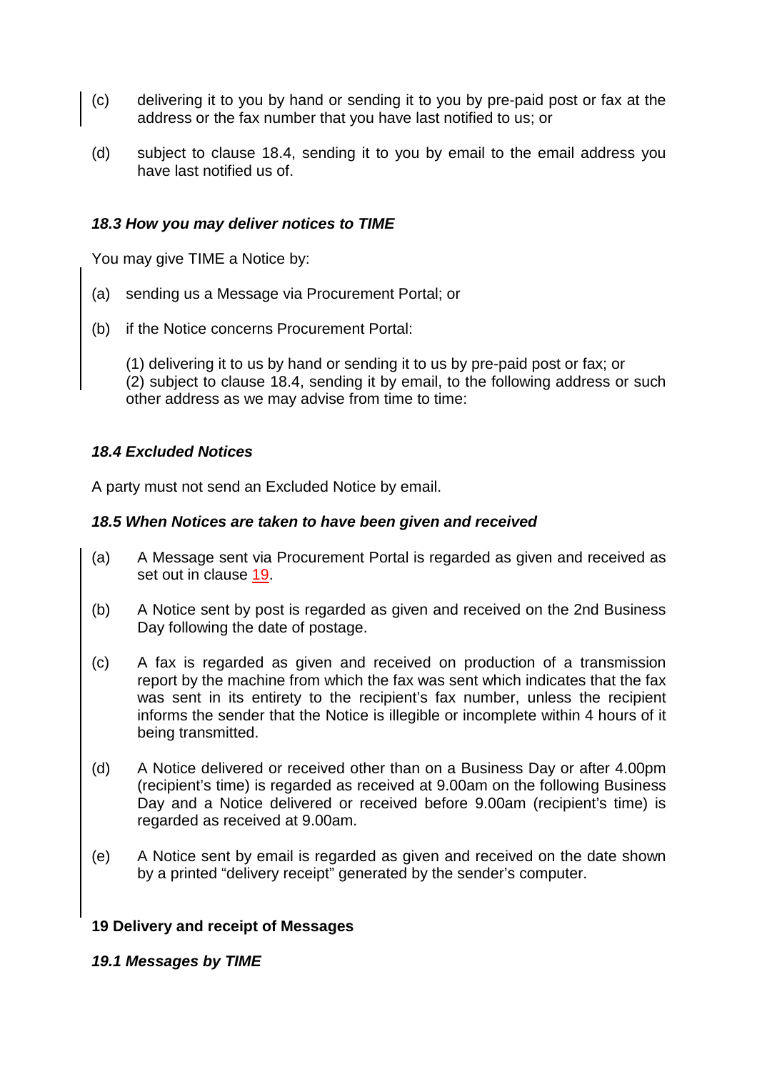(c) delivering it to you by hand or sending it to you by pre-paid post or fax at the address or the fax number that you have last notified to us; or

(d) subject to clause 18.4, sending it to you by email to the email address you have last notified us of.

### *18.3 How you may deliver notices to TIME*

You may give TIME a Notice by:

(a) sending us a Message via Procurement Portal; or

(b) if the Notice concerns Procurement Portal:

(1) delivering it to us by hand or sending it to us by pre-paid post or fax; or
(2) subject to clause 18.4, sending it by email, to the following address or such other address as we may advise from time to time:

### *18.4 Excluded Notices*

A party must not send an Excluded Notice by email.

### *18.5 When Notices are taken to have been given and received*

(a) A Message sent via Procurement Portal is regarded as given and received as set out in clause 19.

(b) A Notice sent by post is regarded as given and received on the 2nd Business Day following the date of postage.

(c) A fax is regarded as given and received on production of a transmission report by the machine from which the fax was sent which indicates that the fax was sent in its entirety to the recipient's fax number, unless the recipient informs the sender that the Notice is illegible or incomplete within 4 hours of it being transmitted.

(d) A Notice delivered or received other than on a Business Day or after 4.00pm (recipient's time) is regarded as received at 9.00am on the following Business Day and a Notice delivered or received before 9.00am (recipient's time) is regarded as received at 9.00am.

(e) A Notice sent by email is regarded as given and received on the date shown by a printed "delivery receipt" generated by the sender's computer.

## 19 Delivery and receipt of Messages

### *19.1 Messages by TIME*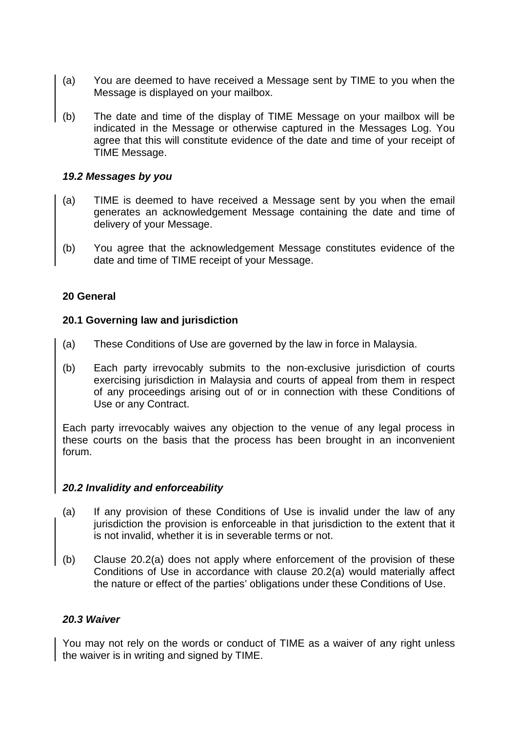(a) You are deemed to have received a Message sent by TIME to you when the Message is displayed on your mailbox.

(b) The date and time of the display of TIME Message on your mailbox will be indicated in the Message or otherwise captured in the Messages Log. You agree that this will constitute evidence of the date and time of your receipt of TIME Message.

### *19.2 Messages by you*

(a) TIME is deemed to have received a Message sent by you when the email generates an acknowledgement Message containing the date and time of delivery of your Message.

(b) You agree that the acknowledgement Message constitutes evidence of the date and time of TIME receipt of your Message.

## 20 General

### 20.1 Governing law and jurisdiction

(a) These Conditions of Use are governed by the law in force in Malaysia.

(b) Each party irrevocably submits to the non-exclusive jurisdiction of courts exercising jurisdiction in Malaysia and courts of appeal from them in respect of any proceedings arising out of or in connection with these Conditions of Use or any Contract.

Each party irrevocably waives any objection to the venue of any legal process in these courts on the basis that the process has been brought in an inconvenient forum.

### *20.2 Invalidity and enforceability*

(a) If any provision of these Conditions of Use is invalid under the law of any jurisdiction the provision is enforceable in that jurisdiction to the extent that it is not invalid, whether it is in severable terms or not.

(b) Clause 20.2(a) does not apply where enforcement of the provision of these Conditions of Use in accordance with clause 20.2(a) would materially affect the nature or effect of the parties' obligations under these Conditions of Use.

### *20.3 Waiver*

You may not rely on the words or conduct of TIME as a waiver of any right unless the waiver is in writing and signed by TIME.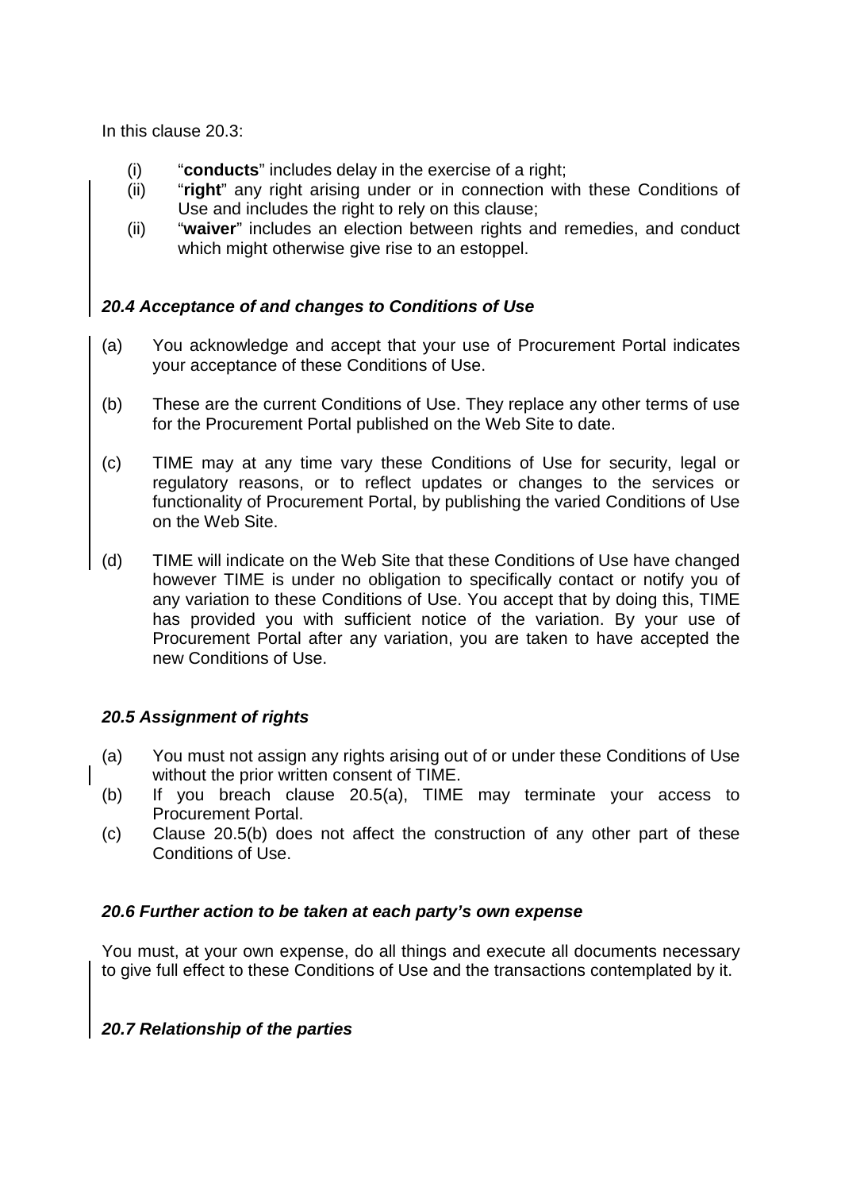In this clause 20.3:

(i) "**conducts**" includes delay in the exercise of a right;
(ii) "**right**" any right arising under or in connection with these Conditions of Use and includes the right to rely on this clause;
(ii) "**waiver**" includes an election between rights and remedies, and conduct which might otherwise give rise to an estoppel.

### *20.4 Acceptance of and changes to Conditions of Use*

(a) You acknowledge and accept that your use of Procurement Portal indicates your acceptance of these Conditions of Use.

(b) These are the current Conditions of Use. They replace any other terms of use for the Procurement Portal published on the Web Site to date.

(c) TIME may at any time vary these Conditions of Use for security, legal or regulatory reasons, or to reflect updates or changes to the services or functionality of Procurement Portal, by publishing the varied Conditions of Use on the Web Site.

(d) TIME will indicate on the Web Site that these Conditions of Use have changed however TIME is under no obligation to specifically contact or notify you of any variation to these Conditions of Use. You accept that by doing this, TIME has provided you with sufficient notice of the variation. By your use of Procurement Portal after any variation, you are taken to have accepted the new Conditions of Use.

### *20.5 Assignment of rights*

(a) You must not assign any rights arising out of or under these Conditions of Use without the prior written consent of TIME.
(b) If you breach clause 20.5(a), TIME may terminate your access to Procurement Portal.
(c) Clause 20.5(b) does not affect the construction of any other part of these Conditions of Use.

### *20.6 Further action to be taken at each party's own expense*

You must, at your own expense, do all things and execute all documents necessary to give full effect to these Conditions of Use and the transactions contemplated by it.

### *20.7 Relationship of the parties*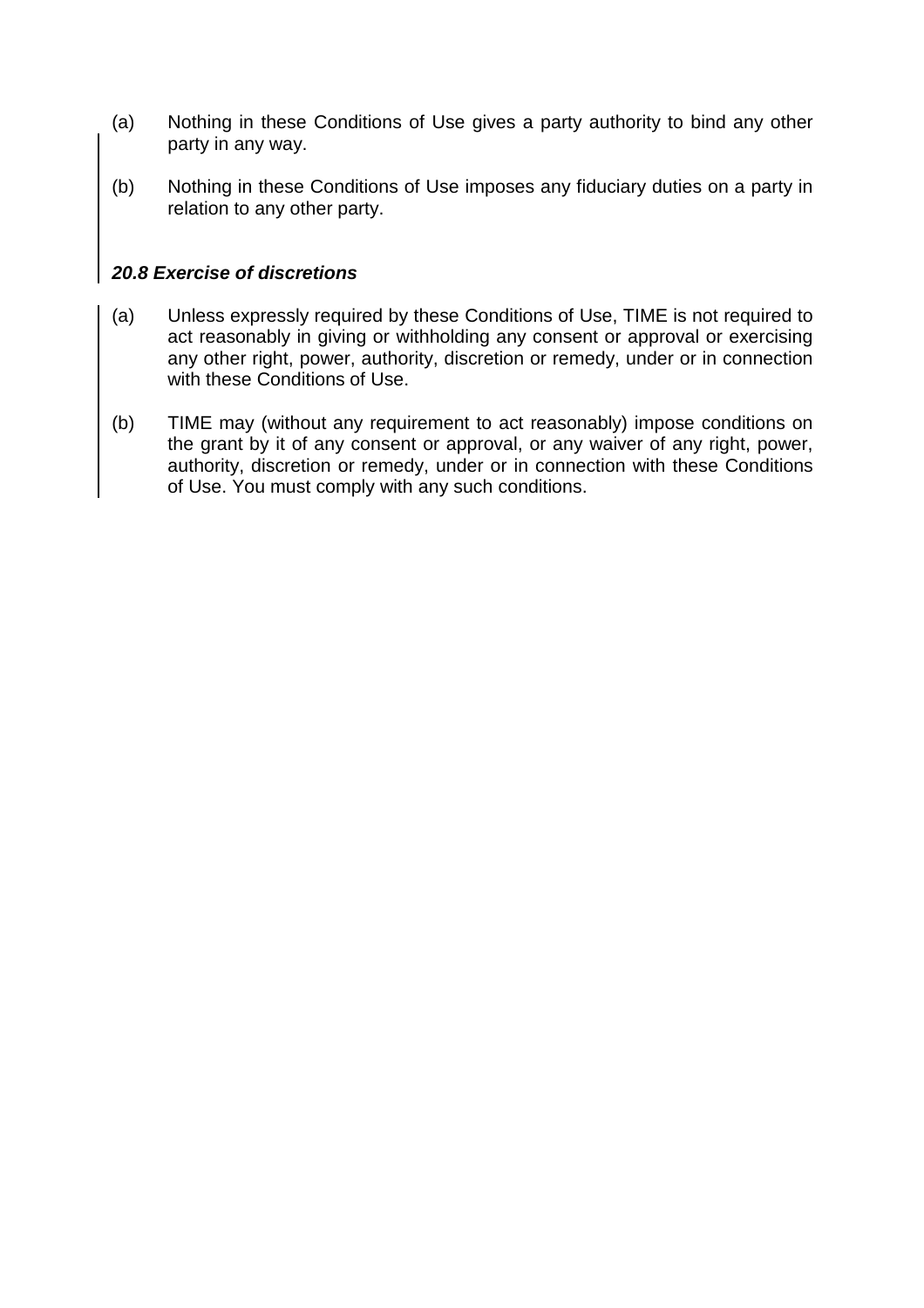(a) Nothing in these Conditions of Use gives a party authority to bind any other party in any way.

(b) Nothing in these Conditions of Use imposes any fiduciary duties on a party in relation to any other party.

***20.8 Exercise of discretions***

(a) Unless expressly required by these Conditions of Use, TIME is not required to act reasonably in giving or withholding any consent or approval or exercising any other right, power, authority, discretion or remedy, under or in connection with these Conditions of Use.

(b) TIME may (without any requirement to act reasonably) impose conditions on the grant by it of any consent or approval, or any waiver of any right, power, authority, discretion or remedy, under or in connection with these Conditions of Use. You must comply with any such conditions.